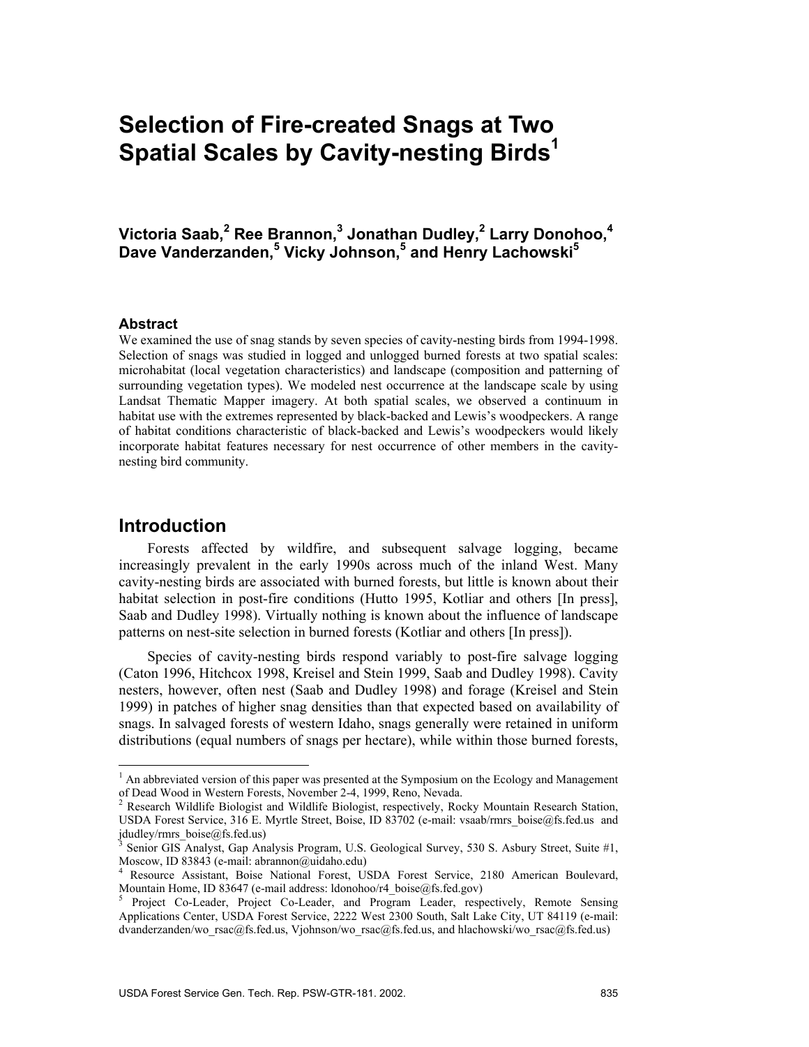# Selection of Fire-created Snags at Two Spatial Scales by Cavity-nesting Birds[1]

**Victoria Saab,[2] Ree Brannon,[3] Jonathan Dudley,[2] Larry Donohoo,[4] Dave Vanderzanden,[5] Vicky Johnson,[5] and Henry Lachowski[5]**

### Abstract

We examined the use of snag stands by seven species of cavity-nesting birds from 1994-1998. Selection of snags was studied in logged and unlogged burned forests at two spatial scales: microhabitat (local vegetation characteristics) and landscape (composition and patterning of surrounding vegetation types). We modeled nest occurrence at the landscape scale by using Landsat Thematic Mapper imagery. At both spatial scales, we observed a continuum in habitat use with the extremes represented by black-backed and Lewis's woodpeckers. A range of habitat conditions characteristic of black-backed and Lewis's woodpeckers would likely incorporate habitat features necessary for nest occurrence of other members in the cavity-nesting bird community.

## Introduction

Forests affected by wildfire, and subsequent salvage logging, became increasingly prevalent in the early 1990s across much of the inland West. Many cavity-nesting birds are associated with burned forests, but little is known about their habitat selection in post-fire conditions (Hutto 1995, Kotliar and others [In press], Saab and Dudley 1998). Virtually nothing is known about the influence of landscape patterns on nest-site selection in burned forests (Kotliar and others [In press]).

Species of cavity-nesting birds respond variably to post-fire salvage logging (Caton 1996, Hitchcox 1998, Kreisel and Stein 1999, Saab and Dudley 1998). Cavity nesters, however, often nest (Saab and Dudley 1998) and forage (Kreisel and Stein 1999) in patches of higher snag densities than that expected based on availability of snags. In salvaged forests of western Idaho, snags generally were retained in uniform distributions (equal numbers of snags per hectare), while within those burned forests,

---

[1] An abbreviated version of this paper was presented at the Symposium on the Ecology and Management of Dead Wood in Western Forests, November 2-4, 1999, Reno, Nevada.

[2] Research Wildlife Biologist and Wildlife Biologist, respectively, Rocky Mountain Research Station, USDA Forest Service, 316 E. Myrtle Street, Boise, ID 83702 (e-mail: vsaab/rmrs_boise@fs.fed.us and jdudley/rmrs_boise@fs.fed.us)

[3] Senior GIS Analyst, Gap Analysis Program, U.S. Geological Survey, 530 S. Asbury Street, Suite #1, Moscow, ID 83843 (e-mail: abrannon@uidaho.edu)

[4] Resource Assistant, Boise National Forest, USDA Forest Service, 2180 American Boulevard, Mountain Home, ID 83647 (e-mail address: ldonohoo/r4_boise@fs.fed.gov)

[5] Project Co-Leader, Project Co-Leader, and Program Leader, respectively, Remote Sensing Applications Center, USDA Forest Service, 2222 West 2300 South, Salt Lake City, UT 84119 (e-mail: dvanderzanden/wo_rsac@fs.fed.us, Vjohnson/wo_rsac@fs.fed.us, and hlachowski/wo_rsac@fs.fed.us)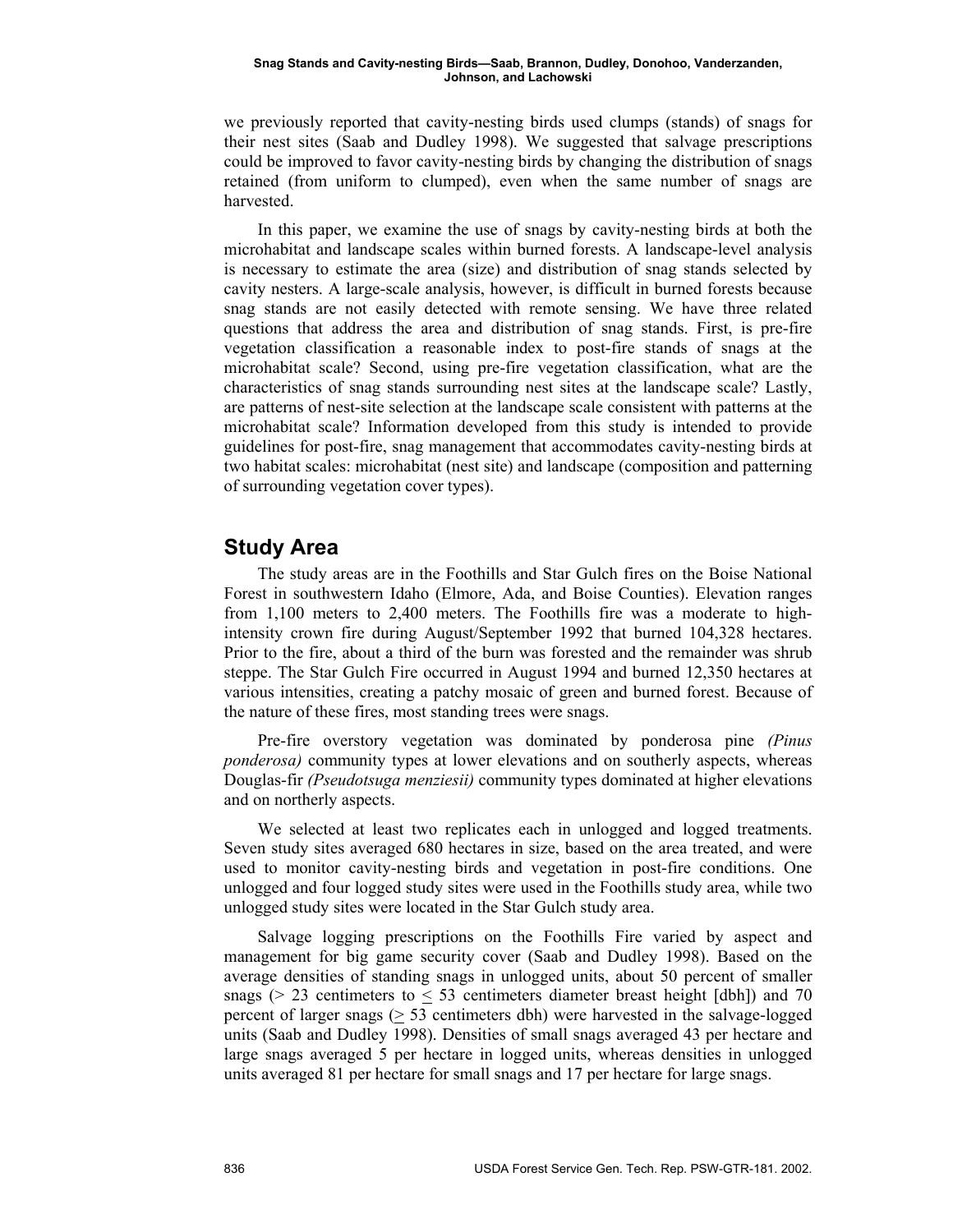we previously reported that cavity-nesting birds used clumps (stands) of snags for their nest sites (Saab and Dudley 1998). We suggested that salvage prescriptions could be improved to favor cavity-nesting birds by changing the distribution of snags retained (from uniform to clumped), even when the same number of snags are harvested.

In this paper, we examine the use of snags by cavity-nesting birds at both the microhabitat and landscape scales within burned forests. A landscape-level analysis is necessary to estimate the area (size) and distribution of snag stands selected by cavity nesters. A large-scale analysis, however, is difficult in burned forests because snag stands are not easily detected with remote sensing. We have three related questions that address the area and distribution of snag stands. First, is pre-fire vegetation classification a reasonable index to post-fire stands of snags at the microhabitat scale? Second, using pre-fire vegetation classification, what are the characteristics of snag stands surrounding nest sites at the landscape scale? Lastly, are patterns of nest-site selection at the landscape scale consistent with patterns at the microhabitat scale? Information developed from this study is intended to provide guidelines for post-fire, snag management that accommodates cavity-nesting birds at two habitat scales: microhabitat (nest site) and landscape (composition and patterning of surrounding vegetation cover types).

## Study Area

The study areas are in the Foothills and Star Gulch fires on the Boise National Forest in southwestern Idaho (Elmore, Ada, and Boise Counties). Elevation ranges from 1,100 meters to 2,400 meters. The Foothills fire was a moderate to high-intensity crown fire during August/September 1992 that burned 104,328 hectares. Prior to the fire, about a third of the burn was forested and the remainder was shrub steppe. The Star Gulch Fire occurred in August 1994 and burned 12,350 hectares at various intensities, creating a patchy mosaic of green and burned forest. Because of the nature of these fires, most standing trees were snags.

Pre-fire overstory vegetation was dominated by ponderosa pine *(Pinus ponderosa)* community types at lower elevations and on southerly aspects, whereas Douglas-fir *(Pseudotsuga menziesii)* community types dominated at higher elevations and on northerly aspects.

We selected at least two replicates each in unlogged and logged treatments. Seven study sites averaged 680 hectares in size, based on the area treated, and were used to monitor cavity-nesting birds and vegetation in post-fire conditions. One unlogged and four logged study sites were used in the Foothills study area, while two unlogged study sites were located in the Star Gulch study area.

Salvage logging prescriptions on the Foothills Fire varied by aspect and management for big game security cover (Saab and Dudley 1998). Based on the average densities of standing snags in unlogged units, about 50 percent of smaller snags (> 23 centimeters to ≤ 53 centimeters diameter breast height [dbh]) and 70 percent of larger snags (≥ 53 centimeters dbh) were harvested in the salvage-logged units (Saab and Dudley 1998). Densities of small snags averaged 43 per hectare and large snags averaged 5 per hectare in logged units, whereas densities in unlogged units averaged 81 per hectare for small snags and 17 per hectare for large snags.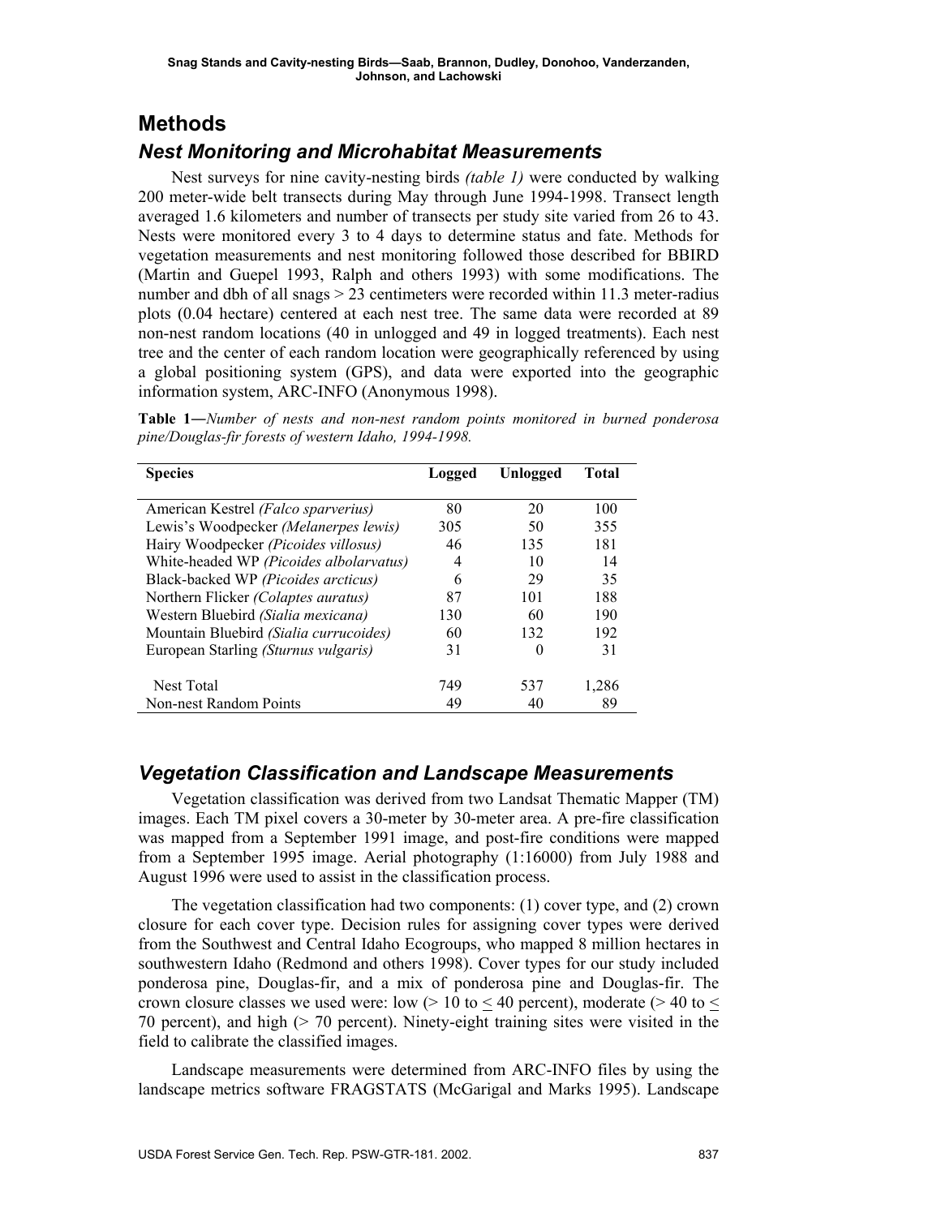## Methods

### Nest Monitoring and Microhabitat Measurements

Nest surveys for nine cavity-nesting birds *(table 1)* were conducted by walking 200 meter-wide belt transects during May through June 1994-1998. Transect length averaged 1.6 kilometers and number of transects per study site varied from 26 to 43. Nests were monitored every 3 to 4 days to determine status and fate. Methods for vegetation measurements and nest monitoring followed those described for BBIRD (Martin and Guepel 1993, Ralph and others 1993) with some modifications. The number and dbh of all snags > 23 centimeters were recorded within 11.3 meter-radius plots (0.04 hectare) centered at each nest tree. The same data were recorded at 89 non-nest random locations (40 in unlogged and 49 in logged treatments). Each nest tree and the center of each random location were geographically referenced by using a global positioning system (GPS), and data were exported into the geographic information system, ARC-INFO (Anonymous 1998).

**Table 1**—*Number of nests and non-nest random points monitored in burned ponderosa pine/Douglas-fir forests of western Idaho, 1994-1998.*

| Species | Logged | Unlogged | Total |
|---|---|---|---|
| American Kestrel *(Falco sparverius)* | 80 | 20 | 100 |
| Lewis's Woodpecker *(Melanerpes lewis)* | 305 | 50 | 355 |
| Hairy Woodpecker *(Picoides villosus)* | 46 | 135 | 181 |
| White-headed WP *(Picoides albolarvatus)* | 4 | 10 | 14 |
| Black-backed WP *(Picoides arcticus)* | 6 | 29 | 35 |
| Northern Flicker *(Colaptes auratus)* | 87 | 101 | 188 |
| Western Bluebird *(Sialia mexicana)* | 130 | 60 | 190 |
| Mountain Bluebird *(Sialia currucoides)* | 60 | 132 | 192 |
| European Starling *(Sturnus vulgaris)* | 31 | 0 | 31 |
| Nest Total | 749 | 537 | 1,286 |
| Non-nest Random Points | 49 | 40 | 89 |

### Vegetation Classification and Landscape Measurements

Vegetation classification was derived from two Landsat Thematic Mapper (TM) images. Each TM pixel covers a 30-meter by 30-meter area. A pre-fire classification was mapped from a September 1991 image, and post-fire conditions were mapped from a September 1995 image. Aerial photography (1:16000) from July 1988 and August 1996 were used to assist in the classification process.

The vegetation classification had two components: (1) cover type, and (2) crown closure for each cover type. Decision rules for assigning cover types were derived from the Southwest and Central Idaho Ecogroups, who mapped 8 million hectares in southwestern Idaho (Redmond and others 1998). Cover types for our study included ponderosa pine, Douglas-fir, and a mix of ponderosa pine and Douglas-fir. The crown closure classes we used were: low (> 10 to ≤ 40 percent), moderate (> 40 to ≤ 70 percent), and high (> 70 percent). Ninety-eight training sites were visited in the field to calibrate the classified images.

Landscape measurements were determined from ARC-INFO files by using the landscape metrics software FRAGSTATS (McGarigal and Marks 1995). Landscape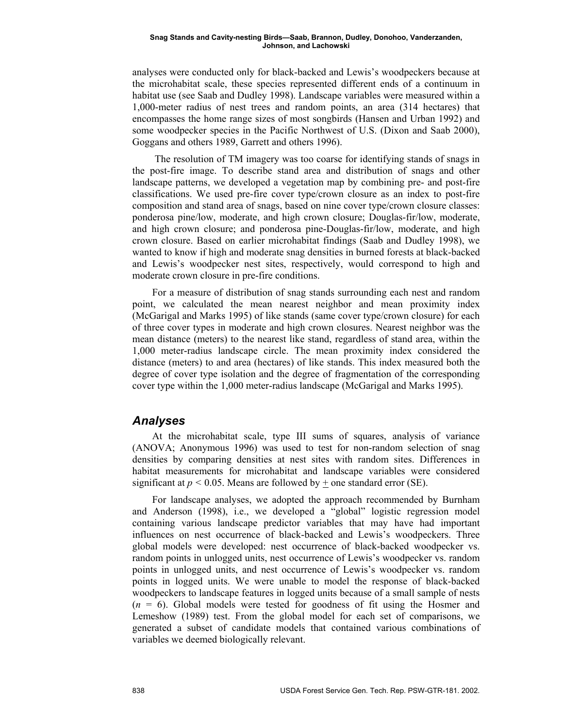analyses were conducted only for black-backed and Lewis's woodpeckers because at the microhabitat scale, these species represented different ends of a continuum in habitat use (see Saab and Dudley 1998). Landscape variables were measured within a 1,000-meter radius of nest trees and random points, an area (314 hectares) that encompasses the home range sizes of most songbirds (Hansen and Urban 1992) and some woodpecker species in the Pacific Northwest of U.S. (Dixon and Saab 2000), Goggans and others 1989, Garrett and others 1996).

The resolution of TM imagery was too coarse for identifying stands of snags in the post-fire image. To describe stand area and distribution of snags and other landscape patterns, we developed a vegetation map by combining pre- and post-fire classifications. We used pre-fire cover type/crown closure as an index to post-fire composition and stand area of snags, based on nine cover type/crown closure classes: ponderosa pine/low, moderate, and high crown closure; Douglas-fir/low, moderate, and high crown closure; and ponderosa pine-Douglas-fir/low, moderate, and high crown closure. Based on earlier microhabitat findings (Saab and Dudley 1998), we wanted to know if high and moderate snag densities in burned forests at black-backed and Lewis's woodpecker nest sites, respectively, would correspond to high and moderate crown closure in pre-fire conditions.

For a measure of distribution of snag stands surrounding each nest and random point, we calculated the mean nearest neighbor and mean proximity index (McGarigal and Marks 1995) of like stands (same cover type/crown closure) for each of three cover types in moderate and high crown closures. Nearest neighbor was the mean distance (meters) to the nearest like stand, regardless of stand area, within the 1,000 meter-radius landscape circle. The mean proximity index considered the distance (meters) to and area (hectares) of like stands. This index measured both the degree of cover type isolation and the degree of fragmentation of the corresponding cover type within the 1,000 meter-radius landscape (McGarigal and Marks 1995).

## Analyses

At the microhabitat scale, type III sums of squares, analysis of variance (ANOVA; Anonymous 1996) was used to test for non-random selection of snag densities by comparing densities at nest sites with random sites. Differences in habitat measurements for microhabitat and landscape variables were considered significant at $p < 0.05$. Means are followed by $\pm$ one standard error (SE).

For landscape analyses, we adopted the approach recommended by Burnham and Anderson (1998), i.e., we developed a "global" logistic regression model containing various landscape predictor variables that may have had important influences on nest occurrence of black-backed and Lewis's woodpeckers. Three global models were developed: nest occurrence of black-backed woodpecker vs. random points in unlogged units, nest occurrence of Lewis's woodpecker vs. random points in unlogged units, and nest occurrence of Lewis's woodpecker vs. random points in logged units. We were unable to model the response of black-backed woodpeckers to landscape features in logged units because of a small sample of nests ($n$ = 6). Global models were tested for goodness of fit using the Hosmer and Lemeshow (1989) test. From the global model for each set of comparisons, we generated a subset of candidate models that contained various combinations of variables we deemed biologically relevant.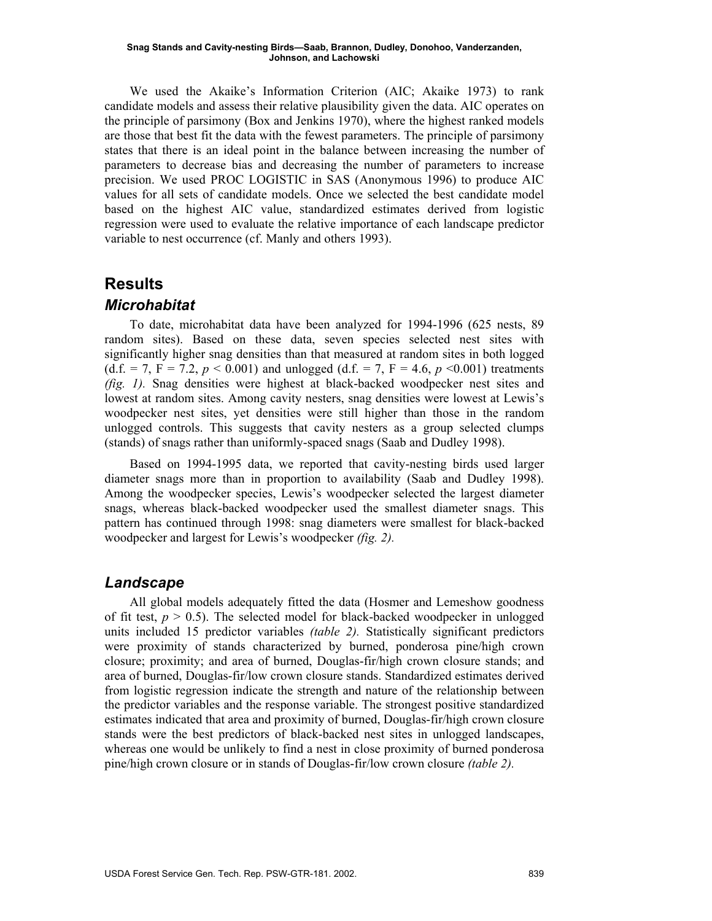We used the Akaike's Information Criterion (AIC; Akaike 1973) to rank candidate models and assess their relative plausibility given the data. AIC operates on the principle of parsimony (Box and Jenkins 1970), where the highest ranked models are those that best fit the data with the fewest parameters. The principle of parsimony states that there is an ideal point in the balance between increasing the number of parameters to decrease bias and decreasing the number of parameters to increase precision. We used PROC LOGISTIC in SAS (Anonymous 1996) to produce AIC values for all sets of candidate models. Once we selected the best candidate model based on the highest AIC value, standardized estimates derived from logistic regression were used to evaluate the relative importance of each landscape predictor variable to nest occurrence (cf. Manly and others 1993).

## Results

### Microhabitat

To date, microhabitat data have been analyzed for 1994-1996 (625 nests, 89 random sites). Based on these data, seven species selected nest sites with significantly higher snag densities than that measured at random sites in both logged (d.f. = 7, F = 7.2, $p < 0.001$) and unlogged (d.f. = 7, F = 4.6, $p < 0.001$) treatments *(fig. 1).* Snag densities were highest at black-backed woodpecker nest sites and lowest at random sites. Among cavity nesters, snag densities were lowest at Lewis's woodpecker nest sites, yet densities were still higher than those in the random unlogged controls. This suggests that cavity nesters as a group selected clumps (stands) of snags rather than uniformly-spaced snags (Saab and Dudley 1998).

Based on 1994-1995 data, we reported that cavity-nesting birds used larger diameter snags more than in proportion to availability (Saab and Dudley 1998). Among the woodpecker species, Lewis's woodpecker selected the largest diameter snags, whereas black-backed woodpecker used the smallest diameter snags. This pattern has continued through 1998: snag diameters were smallest for black-backed woodpecker and largest for Lewis's woodpecker *(fig. 2).*

### Landscape

All global models adequately fitted the data (Hosmer and Lemeshow goodness of fit test, $p > 0.5$). The selected model for black-backed woodpecker in unlogged units included 15 predictor variables *(table 2).* Statistically significant predictors were proximity of stands characterized by burned, ponderosa pine/high crown closure; proximity; and area of burned, Douglas-fir/high crown closure stands; and area of burned, Douglas-fir/low crown closure stands. Standardized estimates derived from logistic regression indicate the strength and nature of the relationship between the predictor variables and the response variable. The strongest positive standardized estimates indicated that area and proximity of burned, Douglas-fir/high crown closure stands were the best predictors of black-backed nest sites in unlogged landscapes, whereas one would be unlikely to find a nest in close proximity of burned ponderosa pine/high crown closure or in stands of Douglas-fir/low crown closure *(table 2).*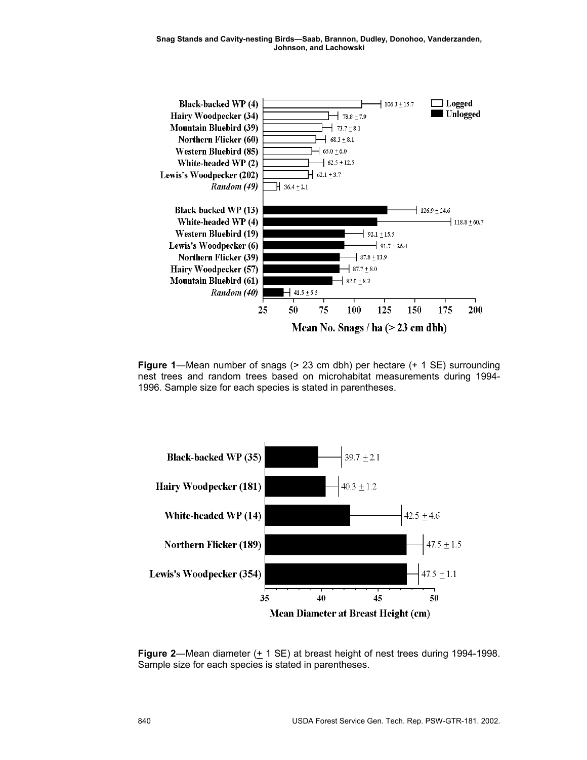**Figure 1**—Mean number of snags (> 23 cm dbh) per hectare (+ 1 SE) surrounding nest trees and random trees based on microhabitat measurements during 1994-1996. Sample size for each species is stated in parentheses.

**Figure 2**—Mean diameter (± 1 SE) at breast height of nest trees during 1994-1998. Sample size for each species is stated in parentheses.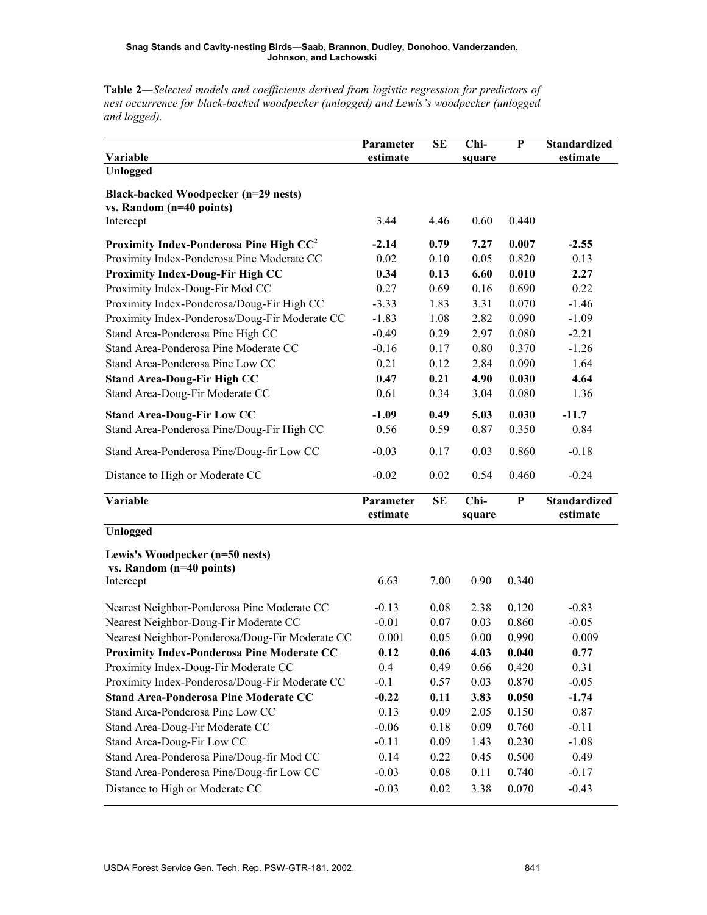**Table 2**—*Selected models and coefficients derived from logistic regression for predictors of nest occurrence for black-backed woodpecker (unlogged) and Lewis's woodpecker (unlogged and logged).*

| Variable | Parameter estimate | SE | Chi-square | P | Standardized estimate |
|---|---|---|---|---|---|
| **Unlogged** | | | | | |
| **Black-backed Woodpecker (n=29 nests) vs. Random (n=40 points)** | | | | | |
| Intercept | 3.44 | 4.46 | 0.60 | 0.440 | |
| **Proximity Index-Ponderosa Pine High CC**[2] | **-2.14** | **0.79** | **7.27** | **0.007** | **-2.55** |
| Proximity Index-Ponderosa Pine Moderate CC | 0.02 | 0.10 | 0.05 | 0.820 | 0.13 |
| **Proximity Index-Doug-Fir High CC** | **0.34** | **0.13** | **6.60** | **0.010** | **2.27** |
| Proximity Index-Doug-Fir Mod CC | 0.27 | 0.69 | 0.16 | 0.690 | 0.22 |
| Proximity Index-Ponderosa/Doug-Fir High CC | -3.33 | 1.83 | 3.31 | 0.070 | -1.46 |
| Proximity Index-Ponderosa/Doug-Fir Moderate CC | -1.83 | 1.08 | 2.82 | 0.090 | -1.09 |
| Stand Area-Ponderosa Pine High CC | -0.49 | 0.29 | 2.97 | 0.080 | -2.21 |
| Stand Area-Ponderosa Pine Moderate CC | -0.16 | 0.17 | 0.80 | 0.370 | -1.26 |
| Stand Area-Ponderosa Pine Low CC | 0.21 | 0.12 | 2.84 | 0.090 | 1.64 |
| **Stand Area-Doug-Fir High CC** | **0.47** | **0.21** | **4.90** | **0.030** | **4.64** |
| Stand Area-Doug-Fir Moderate CC | 0.61 | 0.34 | 3.04 | 0.080 | 1.36 |
| **Stand Area-Doug-Fir Low CC** | **-1.09** | **0.49** | **5.03** | **0.030** | **-11.7** |
| Stand Area-Ponderosa Pine/Doug-Fir High CC | 0.56 | 0.59 | 0.87 | 0.350 | 0.84 |
| Stand Area-Ponderosa Pine/Doug-fir Low CC | -0.03 | 0.17 | 0.03 | 0.860 | -0.18 |
| Distance to High or Moderate CC | -0.02 | 0.02 | 0.54 | 0.460 | -0.24 |

| Variable | Parameter estimate | SE | Chi-square | P | Standardized estimate |
|---|---|---|---|---|---|
| **Unlogged** | | | | | |
| **Lewis's Woodpecker (n=50 nests) vs. Random (n=40 points)** | | | | | |
| Intercept | 6.63 | 7.00 | 0.90 | 0.340 | |
| Nearest Neighbor-Ponderosa Pine Moderate CC | -0.13 | 0.08 | 2.38 | 0.120 | -0.83 |
| Nearest Neighbor-Doug-Fir Moderate CC | -0.01 | 0.07 | 0.03 | 0.860 | -0.05 |
| Nearest Neighbor-Ponderosa/Doug-Fir Moderate CC | 0.001 | 0.05 | 0.00 | 0.990 | 0.009 |
| **Proximity Index-Ponderosa Pine Moderate CC** | **0.12** | **0.06** | **4.03** | **0.040** | **0.77** |
| Proximity Index-Doug-Fir Moderate CC | 0.4 | 0.49 | 0.66 | 0.420 | 0.31 |
| Proximity Index-Ponderosa/Doug-Fir Moderate CC | -0.1 | 0.57 | 0.03 | 0.870 | -0.05 |
| **Stand Area-Ponderosa Pine Moderate CC** | **-0.22** | **0.11** | **3.83** | **0.050** | **-1.74** |
| Stand Area-Ponderosa Pine Low CC | 0.13 | 0.09 | 2.05 | 0.150 | 0.87 |
| Stand Area-Doug-Fir Moderate CC | -0.06 | 0.18 | 0.09 | 0.760 | -0.11 |
| Stand Area-Doug-Fir Low CC | -0.11 | 0.09 | 1.43 | 0.230 | -1.08 |
| Stand Area-Ponderosa Pine/Doug-fir Mod CC | 0.14 | 0.22 | 0.45 | 0.500 | 0.49 |
| Stand Area-Ponderosa Pine/Doug-fir Low CC | -0.03 | 0.08 | 0.11 | 0.740 | -0.17 |
| Distance to High or Moderate CC | -0.03 | 0.02 | 3.38 | 0.070 | -0.43 |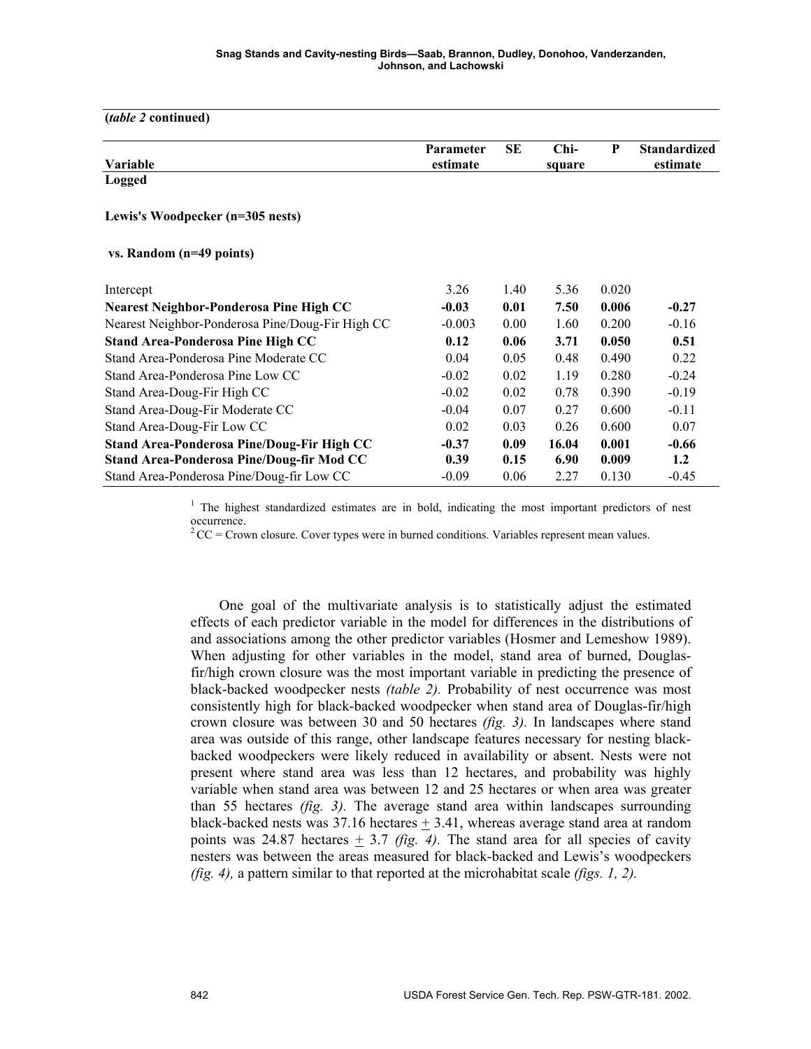(*table 2* continued)

| Variable | Parameter estimate | SE | Chi-square | P | Standardized estimate |
|---|---|---|---|---|---|
| **Logged** | | | | | |
| **Lewis's Woodpecker (n=305 nests)** | | | | | |
| **vs. Random (n=49 points)** | | | | | |
| Intercept | 3.26 | 1.40 | 5.36 | 0.020 | |
| **Nearest Neighbor-Ponderosa Pine High CC** | **-0.03** | **0.01** | **7.50** | **0.006** | **-0.27** |
| Nearest Neighbor-Ponderosa Pine/Doug-Fir High CC | -0.003 | 0.00 | 1.60 | 0.200 | -0.16 |
| **Stand Area-Ponderosa Pine High CC** | **0.12** | **0.06** | **3.71** | **0.050** | **0.51** |
| Stand Area-Ponderosa Pine Moderate CC | 0.04 | 0.05 | 0.48 | 0.490 | 0.22 |
| Stand Area-Ponderosa Pine Low CC | -0.02 | 0.02 | 1.19 | 0.280 | -0.24 |
| Stand Area-Doug-Fir High CC | -0.02 | 0.02 | 0.78 | 0.390 | -0.19 |
| Stand Area-Doug-Fir Moderate CC | -0.04 | 0.07 | 0.27 | 0.600 | -0.11 |
| Stand Area-Doug-Fir Low CC | 0.02 | 0.03 | 0.26 | 0.600 | 0.07 |
| **Stand Area-Ponderosa Pine/Doug-Fir High CC** | **-0.37** | **0.09** | **16.04** | **0.001** | **-0.66** |
| **Stand Area-Ponderosa Pine/Doug-fir Mod CC** | **0.39** | **0.15** | **6.90** | **0.009** | **1.2** |
| Stand Area-Ponderosa Pine/Doug-fir Low CC | -0.09 | 0.06 | 2.27 | 0.130 | -0.45 |

[1] The highest standardized estimates are in bold, indicating the most important predictors of nest occurrence.
[2] CC = Crown closure. Cover types were in burned conditions. Variables represent mean values.

One goal of the multivariate analysis is to statistically adjust the estimated effects of each predictor variable in the model for differences in the distributions of and associations among the other predictor variables (Hosmer and Lemeshow 1989). When adjusting for other variables in the model, stand area of burned, Douglas-fir/high crown closure was the most important variable in predicting the presence of black-backed woodpecker nests *(table 2)*. Probability of nest occurrence was most consistently high for black-backed woodpecker when stand area of Douglas-fir/high crown closure was between 30 and 50 hectares *(fig. 3)*. In landscapes where stand area was outside of this range, other landscape features necessary for nesting black-backed woodpeckers were likely reduced in availability or absent. Nests were not present where stand area was less than 12 hectares, and probability was highly variable when stand area was between 12 and 25 hectares or when area was greater than 55 hectares *(fig. 3)*. The average stand area within landscapes surrounding black-backed nests was 37.16 hectares $\pm$ 3.41, whereas average stand area at random points was 24.87 hectares $\pm$ 3.7 *(fig. 4)*. The stand area for all species of cavity nesters was between the areas measured for black-backed and Lewis's woodpeckers *(fig. 4)*, a pattern similar to that reported at the microhabitat scale *(figs. 1, 2)*.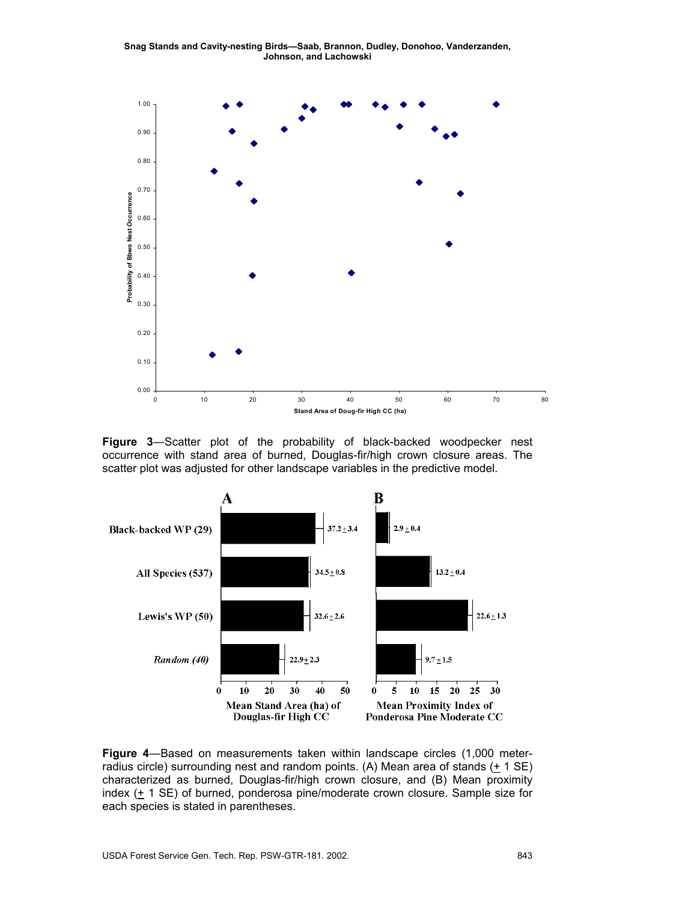**Figure 3**—Scatter plot of the probability of black-backed woodpecker nest occurrence with stand area of burned, Douglas-fir/high crown closure areas. The scatter plot was adjusted for other landscape variables in the predictive model.

**Figure 4**—Based on measurements taken within landscape circles (1,000 meter-radius circle) surrounding nest and random points. (A) Mean area of stands (± 1 SE) characterized as burned, Douglas-fir/high crown closure, and (B) Mean proximity index (± 1 SE) of burned, ponderosa pine/moderate crown closure. Sample size for each species is stated in parentheses.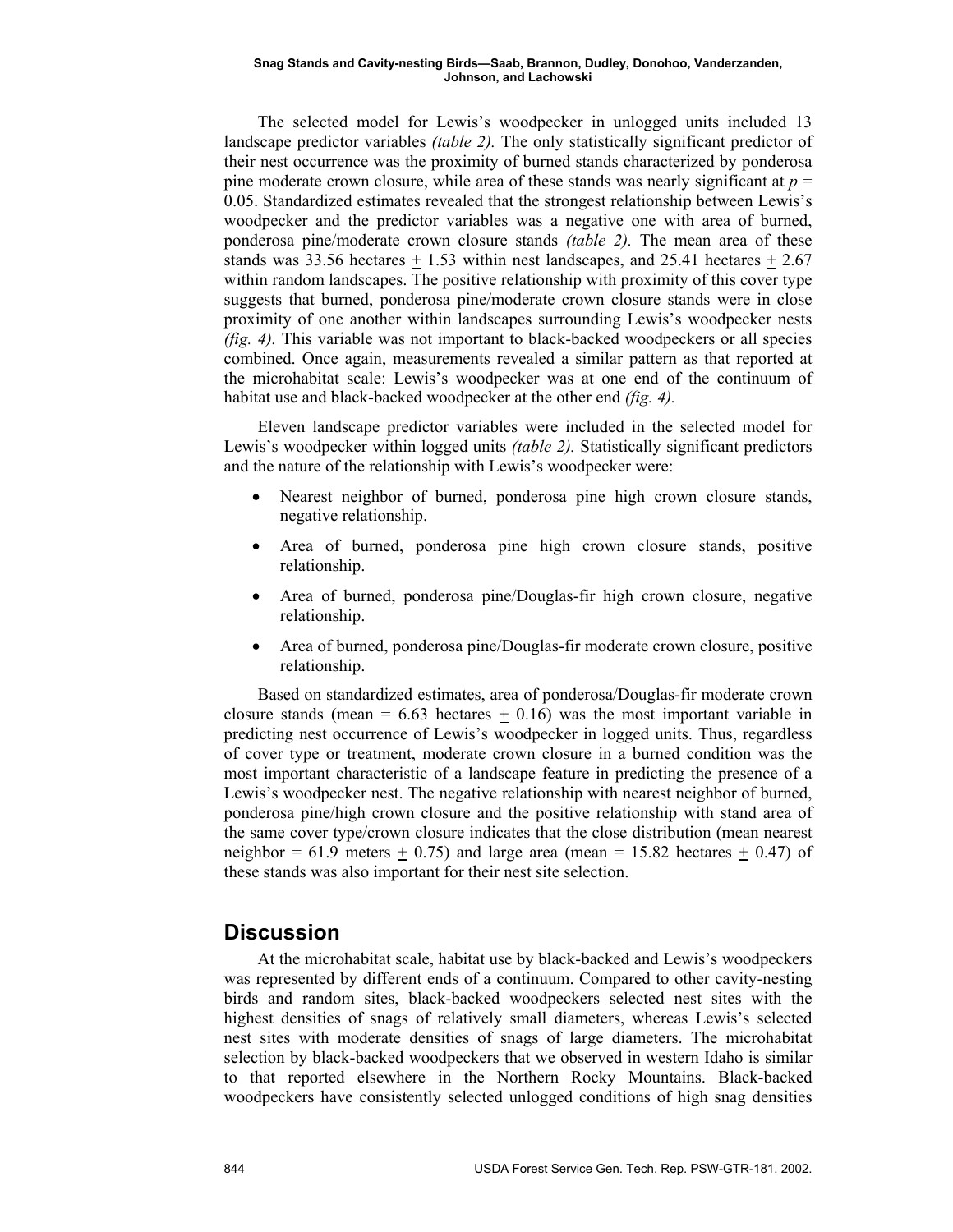The selected model for Lewis's woodpecker in unlogged units included 13 landscape predictor variables *(table 2).* The only statistically significant predictor of their nest occurrence was the proximity of burned stands characterized by ponderosa pine moderate crown closure, while area of these stands was nearly significant at $p$ = 0.05. Standardized estimates revealed that the strongest relationship between Lewis's woodpecker and the predictor variables was a negative one with area of burned, ponderosa pine/moderate crown closure stands *(table 2).* The mean area of these stands was 33.56 hectares $\pm$ 1.53 within nest landscapes, and 25.41 hectares $\pm$ 2.67 within random landscapes. The positive relationship with proximity of this cover type suggests that burned, ponderosa pine/moderate crown closure stands were in close proximity of one another within landscapes surrounding Lewis's woodpecker nests *(fig. 4).* This variable was not important to black-backed woodpeckers or all species combined. Once again, measurements revealed a similar pattern as that reported at the microhabitat scale: Lewis's woodpecker was at one end of the continuum of habitat use and black-backed woodpecker at the other end *(fig. 4).*

Eleven landscape predictor variables were included in the selected model for Lewis's woodpecker within logged units *(table 2).* Statistically significant predictors and the nature of the relationship with Lewis's woodpecker were:

- Nearest neighbor of burned, ponderosa pine high crown closure stands, negative relationship.
- Area of burned, ponderosa pine high crown closure stands, positive relationship.
- Area of burned, ponderosa pine/Douglas-fir high crown closure, negative relationship.
- Area of burned, ponderosa pine/Douglas-fir moderate crown closure, positive relationship.

Based on standardized estimates, area of ponderosa/Douglas-fir moderate crown closure stands (mean = 6.63 hectares $\pm$ 0.16) was the most important variable in predicting nest occurrence of Lewis's woodpecker in logged units. Thus, regardless of cover type or treatment, moderate crown closure in a burned condition was the most important characteristic of a landscape feature in predicting the presence of a Lewis's woodpecker nest. The negative relationship with nearest neighbor of burned, ponderosa pine/high crown closure and the positive relationship with stand area of the same cover type/crown closure indicates that the close distribution (mean nearest neighbor = 61.9 meters $\pm$ 0.75) and large area (mean = 15.82 hectares $\pm$ 0.47) of these stands was also important for their nest site selection.

## Discussion

At the microhabitat scale, habitat use by black-backed and Lewis's woodpeckers was represented by different ends of a continuum. Compared to other cavity-nesting birds and random sites, black-backed woodpeckers selected nest sites with the highest densities of snags of relatively small diameters, whereas Lewis's selected nest sites with moderate densities of snags of large diameters. The microhabitat selection by black-backed woodpeckers that we observed in western Idaho is similar to that reported elsewhere in the Northern Rocky Mountains. Black-backed woodpeckers have consistently selected unlogged conditions of high snag densities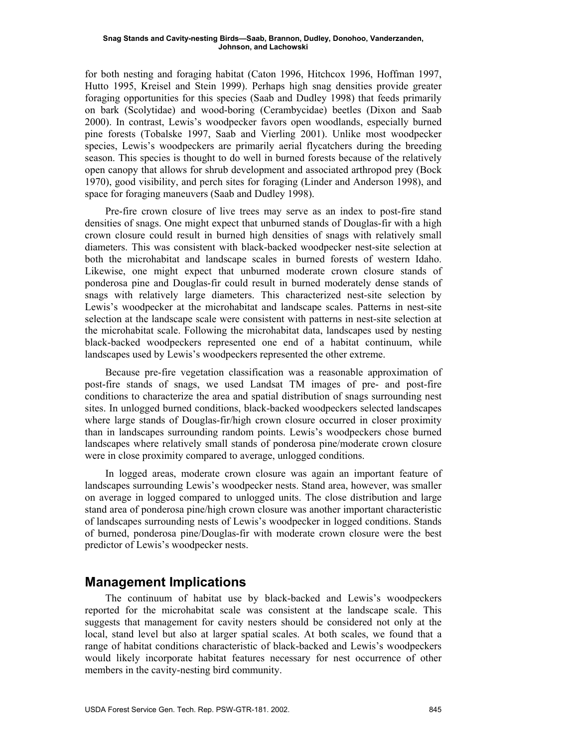for both nesting and foraging habitat (Caton 1996, Hitchcox 1996, Hoffman 1997, Hutto 1995, Kreisel and Stein 1999). Perhaps high snag densities provide greater foraging opportunities for this species (Saab and Dudley 1998) that feeds primarily on bark (Scolytidae) and wood-boring (Cerambycidae) beetles (Dixon and Saab 2000). In contrast, Lewis's woodpecker favors open woodlands, especially burned pine forests (Tobalske 1997, Saab and Vierling 2001). Unlike most woodpecker species, Lewis's woodpeckers are primarily aerial flycatchers during the breeding season. This species is thought to do well in burned forests because of the relatively open canopy that allows for shrub development and associated arthropod prey (Bock 1970), good visibility, and perch sites for foraging (Linder and Anderson 1998), and space for foraging maneuvers (Saab and Dudley 1998).

Pre-fire crown closure of live trees may serve as an index to post-fire stand densities of snags. One might expect that unburned stands of Douglas-fir with a high crown closure could result in burned high densities of snags with relatively small diameters. This was consistent with black-backed woodpecker nest-site selection at both the microhabitat and landscape scales in burned forests of western Idaho. Likewise, one might expect that unburned moderate crown closure stands of ponderosa pine and Douglas-fir could result in burned moderately dense stands of snags with relatively large diameters. This characterized nest-site selection by Lewis's woodpecker at the microhabitat and landscape scales. Patterns in nest-site selection at the landscape scale were consistent with patterns in nest-site selection at the microhabitat scale. Following the microhabitat data, landscapes used by nesting black-backed woodpeckers represented one end of a habitat continuum, while landscapes used by Lewis's woodpeckers represented the other extreme.

Because pre-fire vegetation classification was a reasonable approximation of post-fire stands of snags, we used Landsat TM images of pre- and post-fire conditions to characterize the area and spatial distribution of snags surrounding nest sites. In unlogged burned conditions, black-backed woodpeckers selected landscapes where large stands of Douglas-fir/high crown closure occurred in closer proximity than in landscapes surrounding random points. Lewis's woodpeckers chose burned landscapes where relatively small stands of ponderosa pine/moderate crown closure were in close proximity compared to average, unlogged conditions.

In logged areas, moderate crown closure was again an important feature of landscapes surrounding Lewis's woodpecker nests. Stand area, however, was smaller on average in logged compared to unlogged units. The close distribution and large stand area of ponderosa pine/high crown closure was another important characteristic of landscapes surrounding nests of Lewis's woodpecker in logged conditions. Stands of burned, ponderosa pine/Douglas-fir with moderate crown closure were the best predictor of Lewis's woodpecker nests.

## Management Implications

The continuum of habitat use by black-backed and Lewis's woodpeckers reported for the microhabitat scale was consistent at the landscape scale. This suggests that management for cavity nesters should be considered not only at the local, stand level but also at larger spatial scales. At both scales, we found that a range of habitat conditions characteristic of black-backed and Lewis's woodpeckers would likely incorporate habitat features necessary for nest occurrence of other members in the cavity-nesting bird community.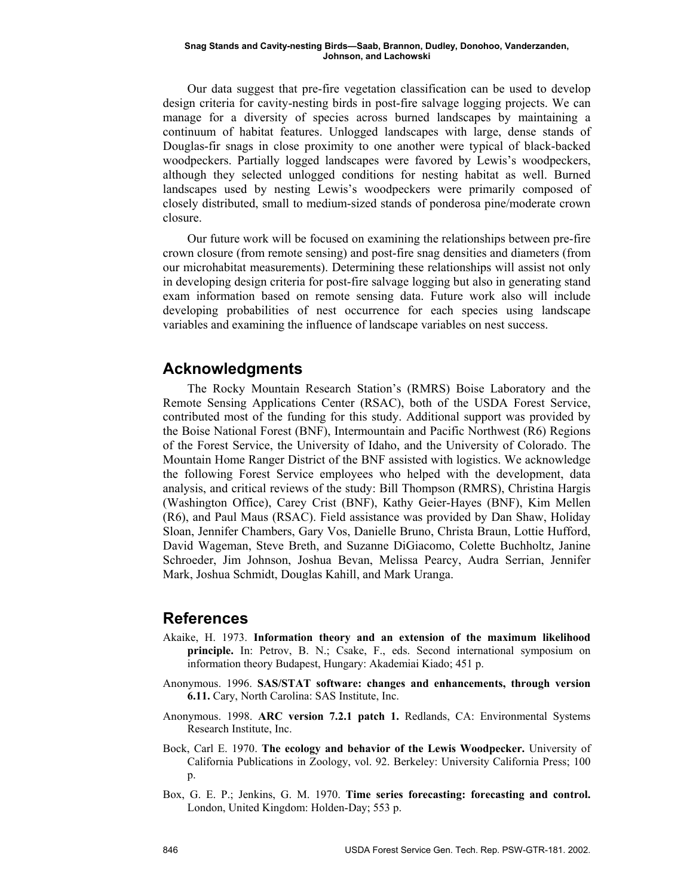Our data suggest that pre-fire vegetation classification can be used to develop design criteria for cavity-nesting birds in post-fire salvage logging projects. We can manage for a diversity of species across burned landscapes by maintaining a continuum of habitat features. Unlogged landscapes with large, dense stands of Douglas-fir snags in close proximity to one another were typical of black-backed woodpeckers. Partially logged landscapes were favored by Lewis's woodpeckers, although they selected unlogged conditions for nesting habitat as well. Burned landscapes used by nesting Lewis's woodpeckers were primarily composed of closely distributed, small to medium-sized stands of ponderosa pine/moderate crown closure.

Our future work will be focused on examining the relationships between pre-fire crown closure (from remote sensing) and post-fire snag densities and diameters (from our microhabitat measurements). Determining these relationships will assist not only in developing design criteria for post-fire salvage logging but also in generating stand exam information based on remote sensing data. Future work also will include developing probabilities of nest occurrence for each species using landscape variables and examining the influence of landscape variables on nest success.

## Acknowledgments

The Rocky Mountain Research Station's (RMRS) Boise Laboratory and the Remote Sensing Applications Center (RSAC), both of the USDA Forest Service, contributed most of the funding for this study. Additional support was provided by the Boise National Forest (BNF), Intermountain and Pacific Northwest (R6) Regions of the Forest Service, the University of Idaho, and the University of Colorado. The Mountain Home Ranger District of the BNF assisted with logistics. We acknowledge the following Forest Service employees who helped with the development, data analysis, and critical reviews of the study: Bill Thompson (RMRS), Christina Hargis (Washington Office), Carey Crist (BNF), Kathy Geier-Hayes (BNF), Kim Mellen (R6), and Paul Maus (RSAC). Field assistance was provided by Dan Shaw, Holiday Sloan, Jennifer Chambers, Gary Vos, Danielle Bruno, Christa Braun, Lottie Hufford, David Wageman, Steve Breth, and Suzanne DiGiacomo, Colette Buchholtz, Janine Schroeder, Jim Johnson, Joshua Bevan, Melissa Pearcy, Audra Serrian, Jennifer Mark, Joshua Schmidt, Douglas Kahill, and Mark Uranga.

## References

Akaike, H. 1973. **Information theory and an extension of the maximum likelihood principle.** In: Petrov, B. N.; Csake, F., eds. Second international symposium on information theory Budapest, Hungary: Akademiai Kiado; 451 p.

Anonymous. 1996. **SAS/STAT software: changes and enhancements, through version 6.11.** Cary, North Carolina: SAS Institute, Inc.

Anonymous. 1998. **ARC version 7.2.1 patch 1.** Redlands, CA: Environmental Systems Research Institute, Inc.

Bock, Carl E. 1970. **The ecology and behavior of the Lewis Woodpecker.** University of California Publications in Zoology, vol. 92. Berkeley: University California Press; 100 p.

Box, G. E. P.; Jenkins, G. M. 1970. **Time series forecasting: forecasting and control.** London, United Kingdom: Holden-Day; 553 p.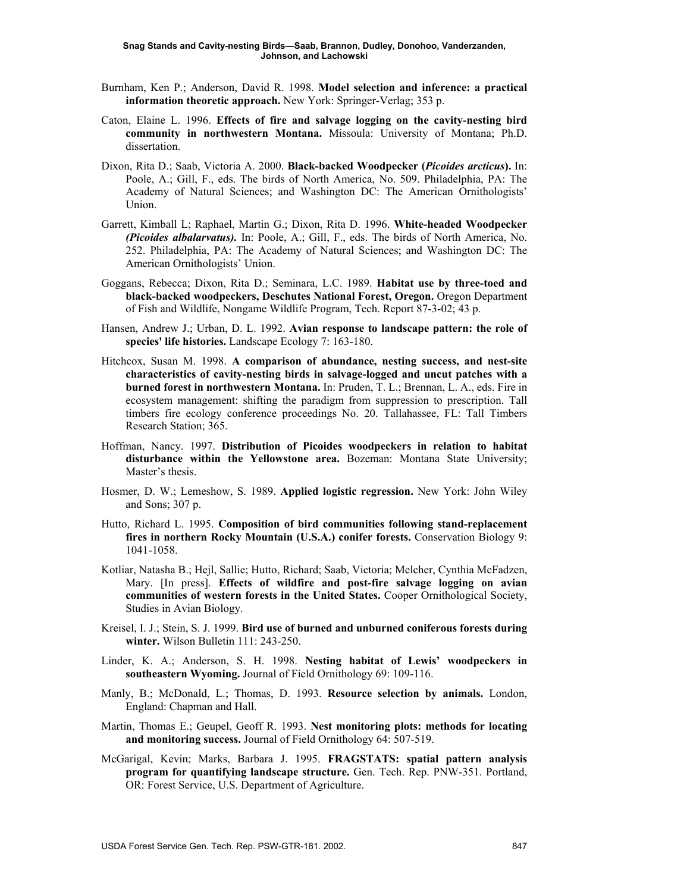Burnham, Ken P.; Anderson, David R. 1998. **Model selection and inference: a practical information theoretic approach.** New York: Springer-Verlag; 353 p.

Caton, Elaine L. 1996. **Effects of fire and salvage logging on the cavity-nesting bird community in northwestern Montana.** Missoula: University of Montana; Ph.D. dissertation.

Dixon, Rita D.; Saab, Victoria A. 2000. **Black-backed Woodpecker (*Picoides arcticus*).** In: Poole, A.; Gill, F., eds. The birds of North America, No. 509. Philadelphia, PA: The Academy of Natural Sciences; and Washington DC: The American Ornithologists' Union.

Garrett, Kimball L; Raphael, Martin G.; Dixon, Rita D. 1996. **White-headed Woodpecker *(Picoides albalarvatus).*** In: Poole, A.; Gill, F., eds. The birds of North America, No. 252. Philadelphia, PA: The Academy of Natural Sciences; and Washington DC: The American Ornithologists' Union.

Goggans, Rebecca; Dixon, Rita D.; Seminara, L.C. 1989. **Habitat use by three-toed and black-backed woodpeckers, Deschutes National Forest, Oregon.** Oregon Department of Fish and Wildlife, Nongame Wildlife Program, Tech. Report 87-3-02; 43 p.

Hansen, Andrew J.; Urban, D. L. 1992. **Avian response to landscape pattern: the role of species' life histories.** Landscape Ecology 7: 163-180.

Hitchcox, Susan M. 1998. **A comparison of abundance, nesting success, and nest-site characteristics of cavity-nesting birds in salvage-logged and uncut patches with a burned forest in northwestern Montana.** In: Pruden, T. L.; Brennan, L. A., eds. Fire in ecosystem management: shifting the paradigm from suppression to prescription. Tall timbers fire ecology conference proceedings No. 20. Tallahassee, FL: Tall Timbers Research Station; 365.

Hoffman, Nancy. 1997. **Distribution of Picoides woodpeckers in relation to habitat disturbance within the Yellowstone area.** Bozeman: Montana State University; Master's thesis.

Hosmer, D. W.; Lemeshow, S. 1989. **Applied logistic regression.** New York: John Wiley and Sons; 307 p.

Hutto, Richard L. 1995. **Composition of bird communities following stand-replacement fires in northern Rocky Mountain (U.S.A.) conifer forests.** Conservation Biology 9: 1041-1058.

Kotliar, Natasha B.; Hejl, Sallie; Hutto, Richard; Saab, Victoria; Melcher, Cynthia McFadzen, Mary. [In press]. **Effects of wildfire and post-fire salvage logging on avian communities of western forests in the United States.** Cooper Ornithological Society, Studies in Avian Biology.

Kreisel, I. J.; Stein, S. J. 1999. **Bird use of burned and unburned coniferous forests during winter.** Wilson Bulletin 111: 243-250.

Linder, K. A.; Anderson, S. H. 1998. **Nesting habitat of Lewis' woodpeckers in southeastern Wyoming.** Journal of Field Ornithology 69: 109-116.

Manly, B.; McDonald, L.; Thomas, D. 1993. **Resource selection by animals.** London, England: Chapman and Hall.

Martin, Thomas E.; Geupel, Geoff R. 1993. **Nest monitoring plots: methods for locating and monitoring success.** Journal of Field Ornithology 64: 507-519.

McGarigal, Kevin; Marks, Barbara J. 1995. **FRAGSTATS: spatial pattern analysis program for quantifying landscape structure.** Gen. Tech. Rep. PNW-351. Portland, OR: Forest Service, U.S. Department of Agriculture.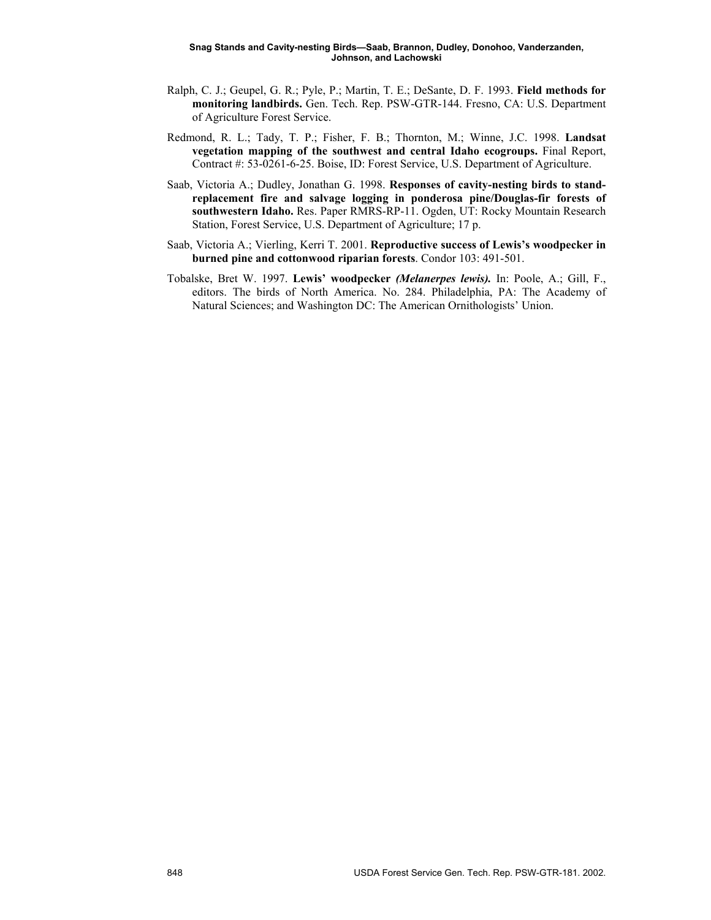Ralph, C. J.; Geupel, G. R.; Pyle, P.; Martin, T. E.; DeSante, D. F. 1993. **Field methods for monitoring landbirds.** Gen. Tech. Rep. PSW-GTR-144. Fresno, CA: U.S. Department of Agriculture Forest Service.

Redmond, R. L.; Tady, T. P.; Fisher, F. B.; Thornton, M.; Winne, J.C. 1998. **Landsat vegetation mapping of the southwest and central Idaho ecogroups.** Final Report, Contract #: 53-0261-6-25. Boise, ID: Forest Service, U.S. Department of Agriculture.

Saab, Victoria A.; Dudley, Jonathan G. 1998. **Responses of cavity-nesting birds to stand-replacement fire and salvage logging in ponderosa pine/Douglas-fir forests of southwestern Idaho.** Res. Paper RMRS-RP-11. Ogden, UT: Rocky Mountain Research Station, Forest Service, U.S. Department of Agriculture; 17 p.

Saab, Victoria A.; Vierling, Kerri T. 2001. **Reproductive success of Lewis's woodpecker in burned pine and cottonwood riparian forests**. Condor 103: 491-501.

Tobalske, Bret W. 1997. **Lewis' woodpecker *(Melanerpes lewis).*** In: Poole, A.; Gill, F., editors. The birds of North America. No. 284. Philadelphia, PA: The Academy of Natural Sciences; and Washington DC: The American Ornithologists' Union.